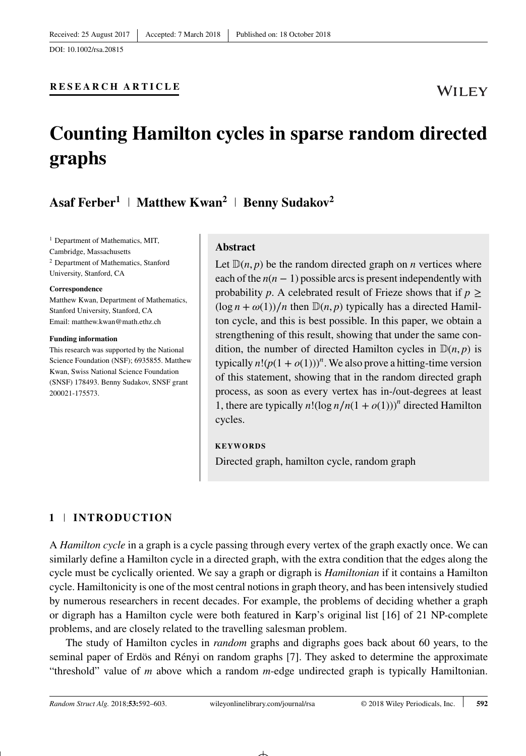Received: 25 August 2017 | Accepted: 7 March 2018 | Published on: 18 October 2018

DOI: 10.1002/rsa.20815

**RESEARCH ARTICLE**

# Counting Hamilton cycles in sparse random directed graphs

**Asaf Ferber[1] | Matthew Kwan[2] | Benny Sudakov[2]**

[1] Department of Mathematics, MIT, Cambridge, Massachusetts

[2] Department of Mathematics, Stanford University, Stanford, CA

**Correspondence**

Matthew Kwan, Department of Mathematics, Stanford University, Stanford, CA

Email: matthew.kwan@math.ethz.ch

**Funding information**

This research was supported by the National Science Foundation (NSF); 6935855. Matthew Kwan, Swiss National Science Foundation (SNSF) 178493. Benny Sudakov, SNSF grant 200021-175573.

### Abstract

Let $\mathbb{D}(n, p)$ be the random directed graph on $n$ vertices where each of the $n(n-1)$ possible arcs is present independently with probability $p$. A celebrated result of Frieze shows that if $p \geq (\log n + \omega(1))/n$ then $\mathbb{D}(n, p)$ typically has a directed Hamilton cycle, and this is best possible. In this paper, we obtain a strengthening of this result, showing that under the same condition, the number of directed Hamilton cycles in $\mathbb{D}(n, p)$ is typically $n!(p(1 + o(1)))^n$. We also prove a hitting-time version of this statement, showing that in the random directed graph process, as soon as every vertex has in-/out-degrees at least 1, there are typically $n!(\log n/n(1 + o(1)))^n$ directed Hamilton cycles.

**KEYWORDS**

Directed graph, hamilton cycle, random graph

## 1 | INTRODUCTION

A *Hamilton cycle* in a graph is a cycle passing through every vertex of the graph exactly once. We can similarly define a Hamilton cycle in a directed graph, with the extra condition that the edges along the cycle must be cyclically oriented. We say a graph or digraph is *Hamiltonian* if it contains a Hamilton cycle. Hamiltonicity is one of the most central notions in graph theory, and has been intensively studied by numerous researchers in recent decades. For example, the problems of deciding whether a graph or digraph has a Hamilton cycle were both featured in Karp's original list [16] of 21 NP-complete problems, and are closely related to the travelling salesman problem.

The study of Hamilton cycles in *random* graphs and digraphs goes back about 60 years, to the seminal paper of Erdös and Rényi on random graphs [7]. They asked to determine the approximate "threshold" value of $m$ above which a random $m$-edge undirected graph is typically Hamiltonian.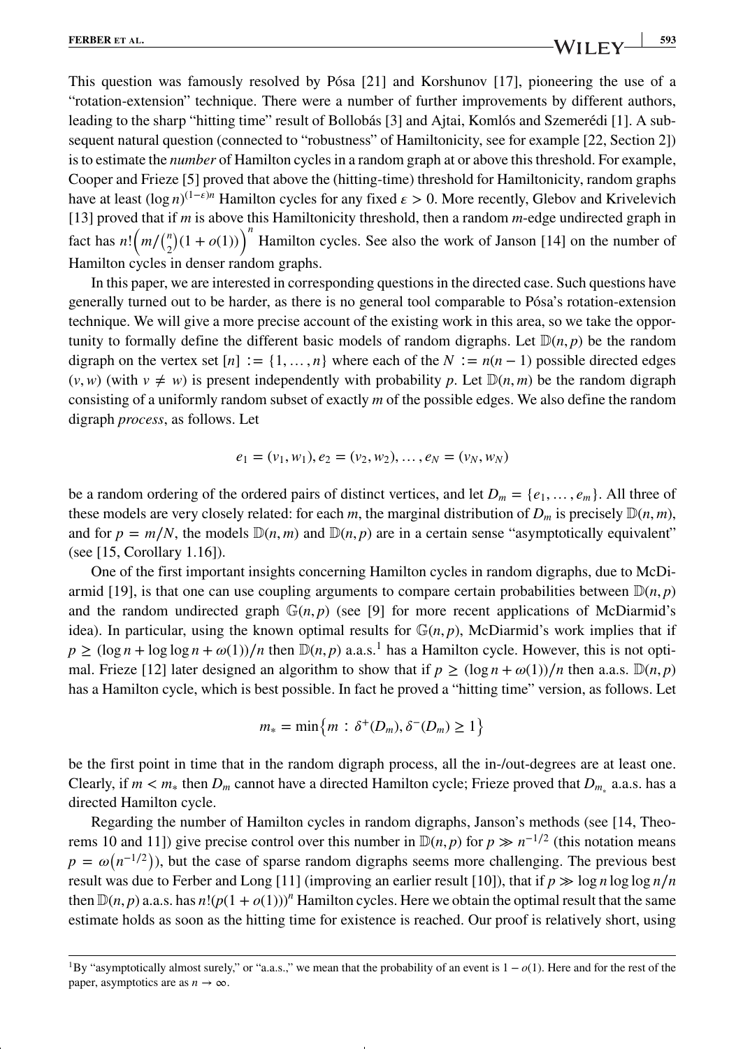This question was famously resolved by Pósa [21] and Korshunov [17], pioneering the use of a "rotation-extension" technique. There were a number of further improvements by different authors, leading to the sharp "hitting time" result of Bollobás [3] and Ajtai, Komlós and Szemerédi [1]. A subsequent natural question (connected to "robustness" of Hamiltonicity, see for example [22, Section 2]) is to estimate the *number* of Hamilton cycles in a random graph at or above this threshold. For example, Cooper and Frieze [5] proved that above the (hitting-time) threshold for Hamiltonicity, random graphs have at least $(\log n)^{(1-\epsilon)n}$ Hamilton cycles for any fixed $\epsilon > 0$. More recently, Glebov and Krivelevich [13] proved that if $m$ is above this Hamiltonicity threshold, then a random $m$-edge undirected graph in fact has $n!\left(m/\binom{n}{2}(1+o(1))\right)^n$ Hamilton cycles. See also the work of Janson [14] on the number of Hamilton cycles in denser random graphs.

In this paper, we are interested in corresponding questions in the directed case. Such questions have generally turned out to be harder, as there is no general tool comparable to Pósa's rotation-extension technique. We will give a more precise account of the existing work in this area, so we take the opportunity to formally define the different basic models of random digraphs. Let $\mathbb{D}(n,p)$ be the random digraph on the vertex set $[n] := \{1, \dots, n\}$ where each of the $N := n(n-1)$ possible directed edges $(v, w)$ (with $v \neq w$) is present independently with probability $p$. Let $\mathbb{D}(n,m)$ be the random digraph consisting of a uniformly random subset of exactly $m$ of the possible edges. We also define the random digraph *process*, as follows. Let

$$e_1 = (v_1, w_1), e_2 = (v_2, w_2), \dots, e_N = (v_N, w_N)$$

be a random ordering of the ordered pairs of distinct vertices, and let $D_m = \{e_1, \dots, e_m\}$. All three of these models are very closely related: for each $m$, the marginal distribution of $D_m$ is precisely $\mathbb{D}(n,m)$, and for $p = m/N$, the models $\mathbb{D}(n,m)$ and $\mathbb{D}(n,p)$ are in a certain sense "asymptotically equivalent" (see [15, Corollary 1.16]).

One of the first important insights concerning Hamilton cycles in random digraphs, due to McDiarmid [19], is that one can use coupling arguments to compare certain probabilities between $\mathbb{D}(n,p)$ and the random undirected graph $\mathbb{G}(n,p)$ (see [9] for more recent applications of McDiarmid's idea). In particular, using the known optimal results for $\mathbb{G}(n,p)$, McDiarmid's work implies that if $p \geq (\log n + \log\log n + \omega(1))/n$ then $\mathbb{D}(n,p)$ a.a.s.[1] has a Hamilton cycle. However, this is not optimal. Frieze [12] later designed an algorithm to show that if $p \geq (\log n + \omega(1))/n$ then a.a.s. $\mathbb{D}(n,p)$ has a Hamilton cycle, which is best possible. In fact he proved a "hitting time" version, as follows. Let

$$m_* = \min\left\{m : \delta^+(D_m), \delta^-(D_m) \geq 1\right\}$$

be the first point in time that in the random digraph process, all the in-/out-degrees are at least one. Clearly, if $m < m_*$ then $D_m$ cannot have a directed Hamilton cycle; Frieze proved that $D_{m_*}$ a.a.s. has a directed Hamilton cycle.

Regarding the number of Hamilton cycles in random digraphs, Janson's methods (see [14, Theorems 10 and 11]) give precise control over this number in $\mathbb{D}(n,p)$ for $p \gg n^{-1/2}$ (this notation means $p = \omega\left(n^{-1/2}\right)$), but the case of sparse random digraphs seems more challenging. The previous best result was due to Ferber and Long [11] (improving an earlier result [10]), that if $p \gg \log n \log\log n/n$ then $\mathbb{D}(n,p)$ a.a.s. has $n!(p(1+o(1)))^n$ Hamilton cycles. Here we obtain the optimal result that the same estimate holds as soon as the hitting time for existence is reached. Our proof is relatively short, using

[1] By "asymptotically almost surely," or "a.a.s.," we mean that the probability of an event is $1 - o(1)$. Here and for the rest of the paper, asymptotics are as $n \to \infty$.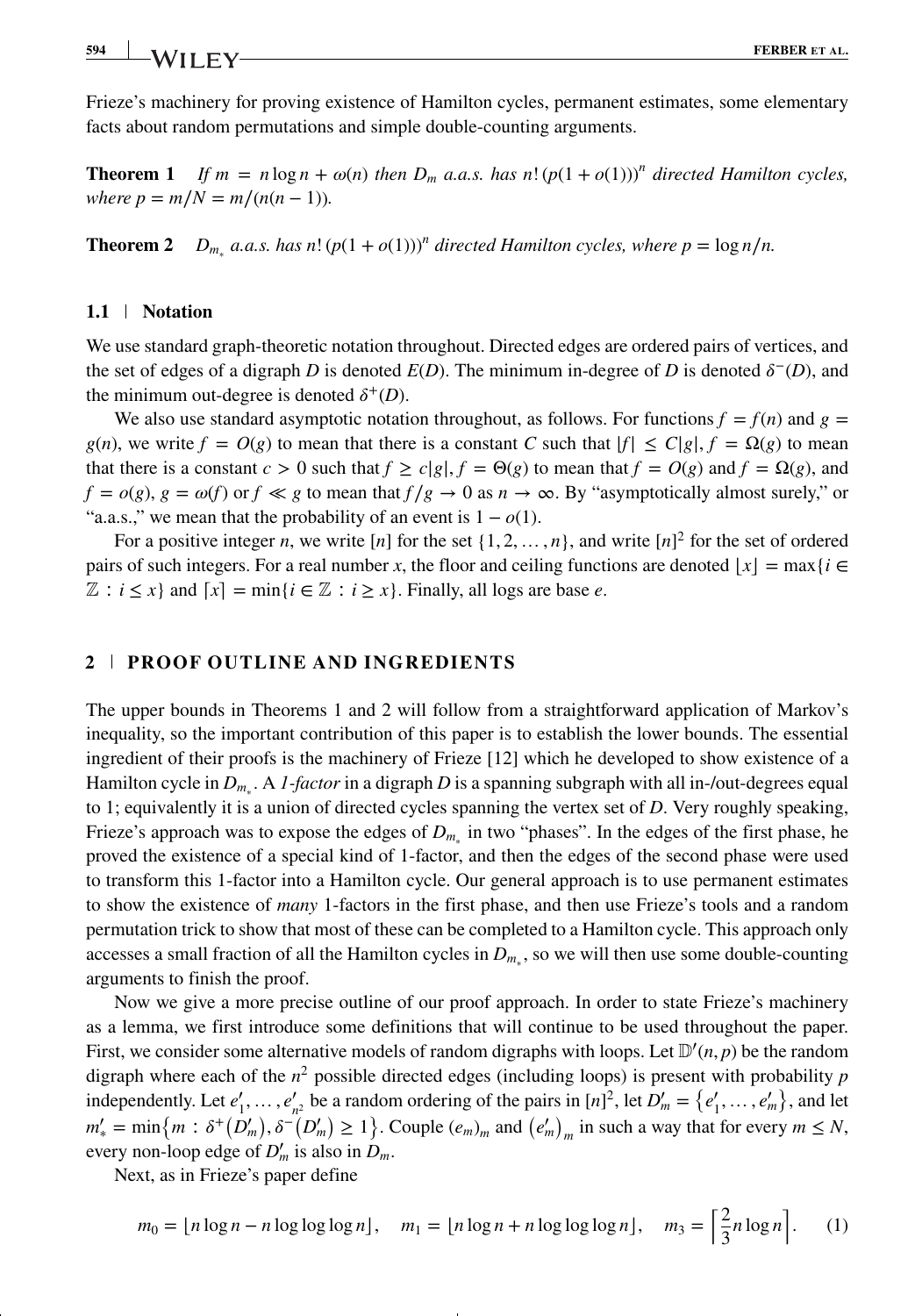Frieze's machinery for proving existence of Hamilton cycles, permanent estimates, some elementary facts about random permutations and simple double-counting arguments.

**Theorem 1** *If $m = n \log n + \omega(n)$ then $D_m$ a.a.s. has $n!\,(p(1+o(1)))^n$ directed Hamilton cycles, where $p = m/N = m/(n(n-1))$.*

**Theorem 2** *$D_{m_*}$ a.a.s. has $n!\,(p(1+o(1)))^n$ directed Hamilton cycles, where $p = \log n/n$.*

### 1.1 Notation

We use standard graph-theoretic notation throughout. Directed edges are ordered pairs of vertices, and the set of edges of a digraph $D$ is denoted $E(D)$. The minimum in-degree of $D$ is denoted $\delta^-(D)$, and the minimum out-degree is denoted $\delta^+(D)$.

We also use standard asymptotic notation throughout, as follows. For functions $f = f(n)$ and $g = g(n)$, we write $f = O(g)$ to mean that there is a constant $C$ such that $|f| \le C|g|$, $f = \Omega(g)$ to mean that there is a constant $c > 0$ such that $f \ge c|g|$, $f = \Theta(g)$ to mean that $f = O(g)$ and $f = \Omega(g)$, and $f = o(g)$, $g = \omega(f)$ or $f \ll g$ to mean that $f/g \to 0$ as $n \to \infty$. By "asymptotically almost surely," or "a.a.s.," we mean that the probability of an event is $1 - o(1)$.

For a positive integer $n$, we write $[n]$ for the set $\{1, 2, \dots, n\}$, and write $[n]^2$ for the set of ordered pairs of such integers. For a real number $x$, the floor and ceiling functions are denoted $\lfloor x \rfloor = \max\{i \in \mathbb{Z} : i \le x\}$ and $\lceil x \rceil = \min\{i \in \mathbb{Z} : i \ge x\}$. Finally, all logs are base $e$.

## 2 PROOF OUTLINE AND INGREDIENTS

The upper bounds in Theorems 1 and 2 will follow from a straightforward application of Markov's inequality, so the important contribution of this paper is to establish the lower bounds. The essential ingredient of their proofs is the machinery of Frieze [12] which he developed to show existence of a Hamilton cycle in $D_{m_*}$. A *1-factor* in a digraph $D$ is a spanning subgraph with all in-/out-degrees equal to 1; equivalently it is a union of directed cycles spanning the vertex set of $D$. Very roughly speaking, Frieze's approach was to expose the edges of $D_{m_*}$ in two "phases". In the edges of the first phase, he proved the existence of a special kind of 1-factor, and then the edges of the second phase were used to transform this 1-factor into a Hamilton cycle. Our general approach is to use permanent estimates to show the existence of *many* 1-factors in the first phase, and then use Frieze's tools and a random permutation trick to show that most of these can be completed to a Hamilton cycle. This approach only accesses a small fraction of all the Hamilton cycles in $D_{m_*}$, so we will then use some double-counting arguments to finish the proof.

Now we give a more precise outline of our proof approach. In order to state Frieze's machinery as a lemma, we first introduce some definitions that will continue to be used throughout the paper. First, we consider some alternative models of random digraphs with loops. Let $\mathbb{D}'(n,p)$ be the random digraph where each of the $n^2$ possible directed edges (including loops) is present with probability $p$ independently. Let $e'_1, \dots, e'_{n^2}$ be a random ordering of the pairs in $[n]^2$, let $D'_m = \{e'_1, \dots, e'_m\}$, and let $m'_* = \min\{m : \delta^+(D'_m), \delta^-(D'_m) \ge 1\}$. Couple $(e_m)_m$ and $(e'_m)_m$ in such a way that for every $m \le N$, every non-loop edge of $D'_m$ is also in $D_m$.

Next, as in Frieze's paper define

$$m_0 = \lfloor n \log n - n \log\log\log n \rfloor, \quad m_1 = \lfloor n \log n + n \log\log\log n \rfloor, \quad m_3 = \left\lceil \frac{2}{3} n \log n \right\rceil. \tag{1}$$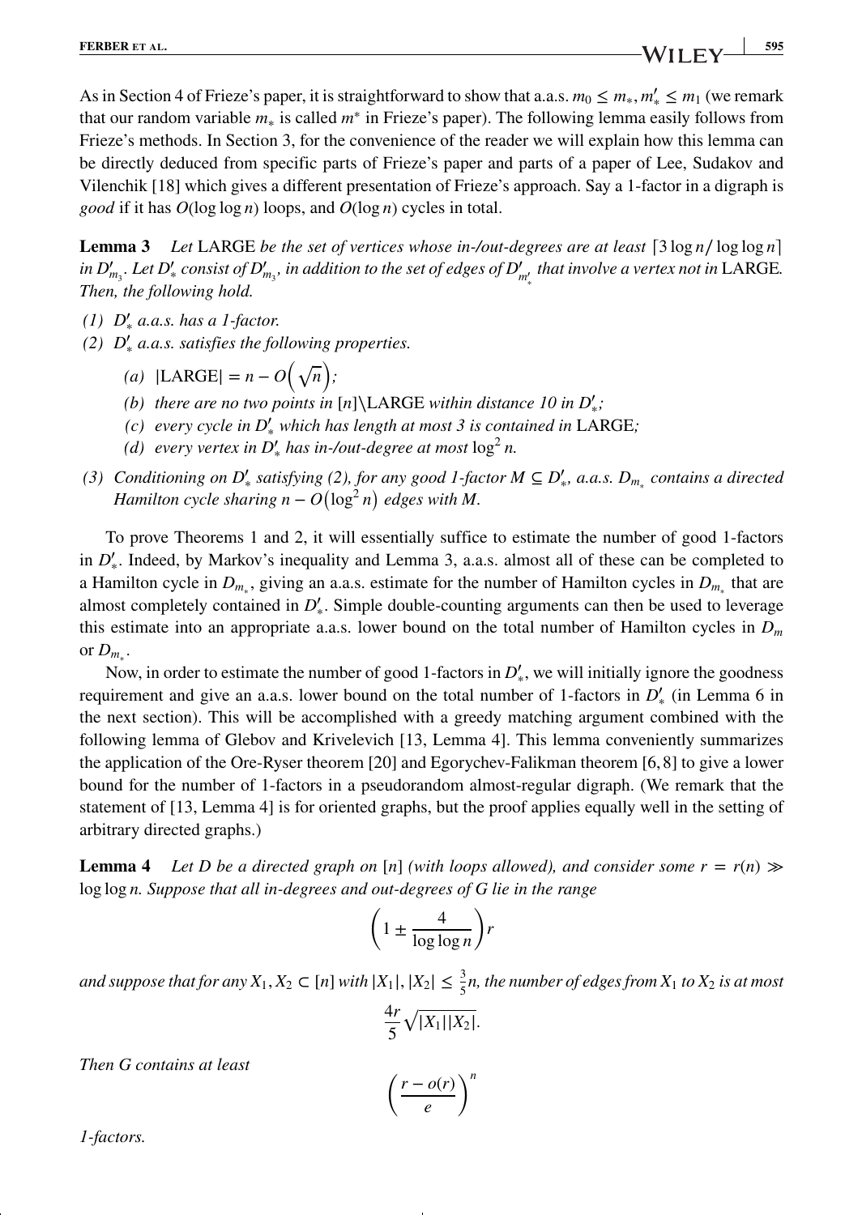As in Section 4 of Frieze's paper, it is straightforward to show that a.a.s. $m_0 \le m_*, m'_* \le m_1$ (we remark that our random variable $m_*$ is called $m^*$ in Frieze's paper). The following lemma easily follows from Frieze's methods. In Section 3, for the convenience of the reader we will explain how this lemma can be directly deduced from specific parts of Frieze's paper and parts of a paper of Lee, Sudakov and Vilenchik [18] which gives a different presentation of Frieze's approach. Say a 1-factor in a digraph is *good* if it has $O(\log\log n)$ loops, and $O(\log n)$ cycles in total.

**Lemma 3** *Let* LARGE *be the set of vertices whose in-/out-degrees are at least* $\lceil 3\log n/\log\log n\rceil$ *in* $D'_{m_3}$. *Let* $D'_*$ *consist of* $D'_{m_3}$, *in addition to the set of edges of* $D'_{m'_*}$ *that involve a vertex not in* LARGE. *Then, the following hold.*

*(1)* $D'_*$ *a.a.s. has a 1-factor.*

*(2)* $D'_*$ *a.a.s. satisfies the following properties.*

   *(a)* $|\text{LARGE}| = n - O\left(\sqrt{n}\right)$*;*

   *(b) there are no two points in* $[n]\backslash\text{LARGE}$ *within distance 10 in* $D'_*$*;*

   *(c) every cycle in* $D'_*$ *which has length at most 3 is contained in* LARGE*;*

   *(d) every vertex in* $D'_*$ *has in-/out-degree at most* $\log^2 n$.

*(3) Conditioning on* $D'_*$ *satisfying (2), for any good 1-factor* $M \subseteq D'_*$*, a.a.s.* $D_{m_*}$ *contains a directed Hamilton cycle sharing* $n - O\left(\log^2 n\right)$ *edges with* $M$.

To prove Theorems 1 and 2, it will essentially suffice to estimate the number of good 1-factors in $D'_*$. Indeed, by Markov's inequality and Lemma 3, a.a.s. almost all of these can be completed to a Hamilton cycle in $D_{m_*}$, giving an a.a.s. estimate for the number of Hamilton cycles in $D_{m_*}$ that are almost completely contained in $D'_*$. Simple double-counting arguments can then be used to leverage this estimate into an appropriate a.a.s. lower bound on the total number of Hamilton cycles in $D_m$ or $D_{m_*}$.

Now, in order to estimate the number of good 1-factors in $D'_*$, we will initially ignore the goodness requirement and give an a.a.s. lower bound on the total number of 1-factors in $D'_*$ (in Lemma 6 in the next section). This will be accomplished with a greedy matching argument combined with the following lemma of Glebov and Krivelevich [13, Lemma 4]. This lemma conveniently summarizes the application of the Ore-Ryser theorem [20] and Egorychev-Falikman theorem [6, 8] to give a lower bound for the number of 1-factors in a pseudorandom almost-regular digraph. (We remark that the statement of [13, Lemma 4] is for oriented graphs, but the proof applies equally well in the setting of arbitrary directed graphs.)

**Lemma 4** *Let* $D$ *be a directed graph on* $[n]$ *(with loops allowed), and consider some* $r = r(n) \gg \log\log n$. *Suppose that all in-degrees and out-degrees of* $G$ *lie in the range*

$$\left(1 \pm \frac{4}{\log\log n}\right)r$$

*and suppose that for any* $X_1, X_2 \subset [n]$ *with* $|X_1|, |X_2| \le \frac{3}{5}n$*, the number of edges from* $X_1$ *to* $X_2$ *is at most*

$$\frac{4r}{5}\sqrt{|X_1||X_2|}.$$

*Then* $G$ *contains at least*

$$\left(\frac{r - o(r)}{e}\right)^n$$

*1-factors.*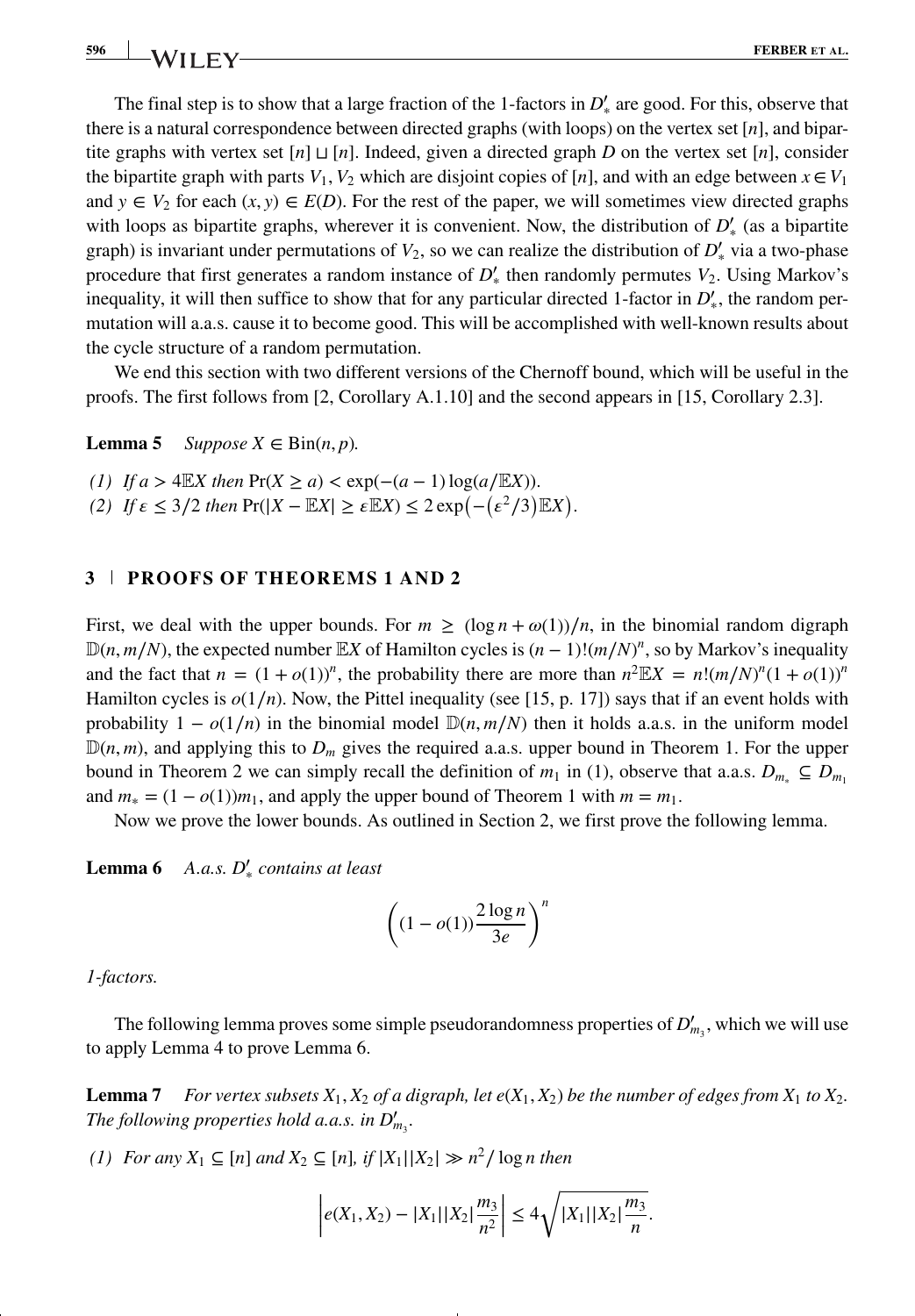The final step is to show that a large fraction of the 1-factors in $D'_*$ are good. For this, observe that there is a natural correspondence between directed graphs (with loops) on the vertex set $[n]$, and bipartite graphs with vertex set $[n] \sqcup [n]$. Indeed, given a directed graph $D$ on the vertex set $[n]$, consider the bipartite graph with parts $V_1, V_2$ which are disjoint copies of $[n]$, and with an edge between $x \in V_1$ and $y \in V_2$ for each $(x, y) \in E(D)$. For the rest of the paper, we will sometimes view directed graphs with loops as bipartite graphs, wherever it is convenient. Now, the distribution of $D'_*$ (as a bipartite graph) is invariant under permutations of $V_2$, so we can realize the distribution of $D'_*$ via a two-phase procedure that first generates a random instance of $D'_*$ then randomly permutes $V_2$. Using Markov's inequality, it will then suffice to show that for any particular directed 1-factor in $D'_*$, the random permutation will a.a.s. cause it to become good. This will be accomplished with well-known results about the cycle structure of a random permutation.

We end this section with two different versions of the Chernoff bound, which will be useful in the proofs. The first follows from [2, Corollary A.1.10] and the second appears in [15, Corollary 2.3].

**Lemma 5** *Suppose $X \in \text{Bin}(n, p)$.*

*(1) If $a > 4\mathbb{E}X$ then $\Pr(X \geq a) < \exp(-(a-1)\log(a/\mathbb{E}X))$.*
*(2) If $\varepsilon \leq 3/2$ then $\Pr(|X - \mathbb{E}X| \geq \varepsilon\mathbb{E}X) \leq 2\exp\left(-\left(\varepsilon^2/3\right)\mathbb{E}X\right)$.*

## 3 | PROOFS OF THEOREMS 1 AND 2

First, we deal with the upper bounds. For $m \geq (\log n + \omega(1))/n$, in the binomial random digraph $\mathbb{D}(n, m/N)$, the expected number $\mathbb{E}X$ of Hamilton cycles is $(n-1)!(m/N)^n$, so by Markov's inequality and the fact that $n = (1+o(1))^n$, the probability there are more than $n^2\mathbb{E}X = n!(m/N)^n(1+o(1))^n$ Hamilton cycles is $o(1/n)$. Now, the Pittel inequality (see [15, p. 17]) says that if an event holds with probability $1 - o(1/n)$ in the binomial model $\mathbb{D}(n, m/N)$ then it holds a.a.s. in the uniform model $\mathbb{D}(n, m)$, and applying this to $D_m$ gives the required a.a.s. upper bound in Theorem 1. For the upper bound in Theorem 2 we can simply recall the definition of $m_1$ in (1), observe that a.a.s. $D_{m_*} \subseteq D_{m_1}$ and $m_* = (1 - o(1))m_1$, and apply the upper bound of Theorem 1 with $m = m_1$.

Now we prove the lower bounds. As outlined in Section 2, we first prove the following lemma.

**Lemma 6** *A.a.s. $D'_*$ contains at least*

$$\left((1 - o(1))\frac{2\log n}{3e}\right)^n$$

*1-factors.*

The following lemma proves some simple pseudorandomness properties of $D'_{m_3}$, which we will use to apply Lemma 4 to prove Lemma 6.

**Lemma 7** *For vertex subsets $X_1, X_2$ of a digraph, let $e(X_1, X_2)$ be the number of edges from $X_1$ to $X_2$. The following properties hold a.a.s. in $D'_{m_3}$.*

*(1) For any $X_1 \subseteq [n]$ and $X_2 \subseteq [n]$, if $|X_1||X_2| \gg n^2/\log n$ then*

$$\left|e(X_1, X_2) - |X_1||X_2|\frac{m_3}{n^2}\right| \leq 4\sqrt{|X_1||X_2|\frac{m_3}{n}}.$$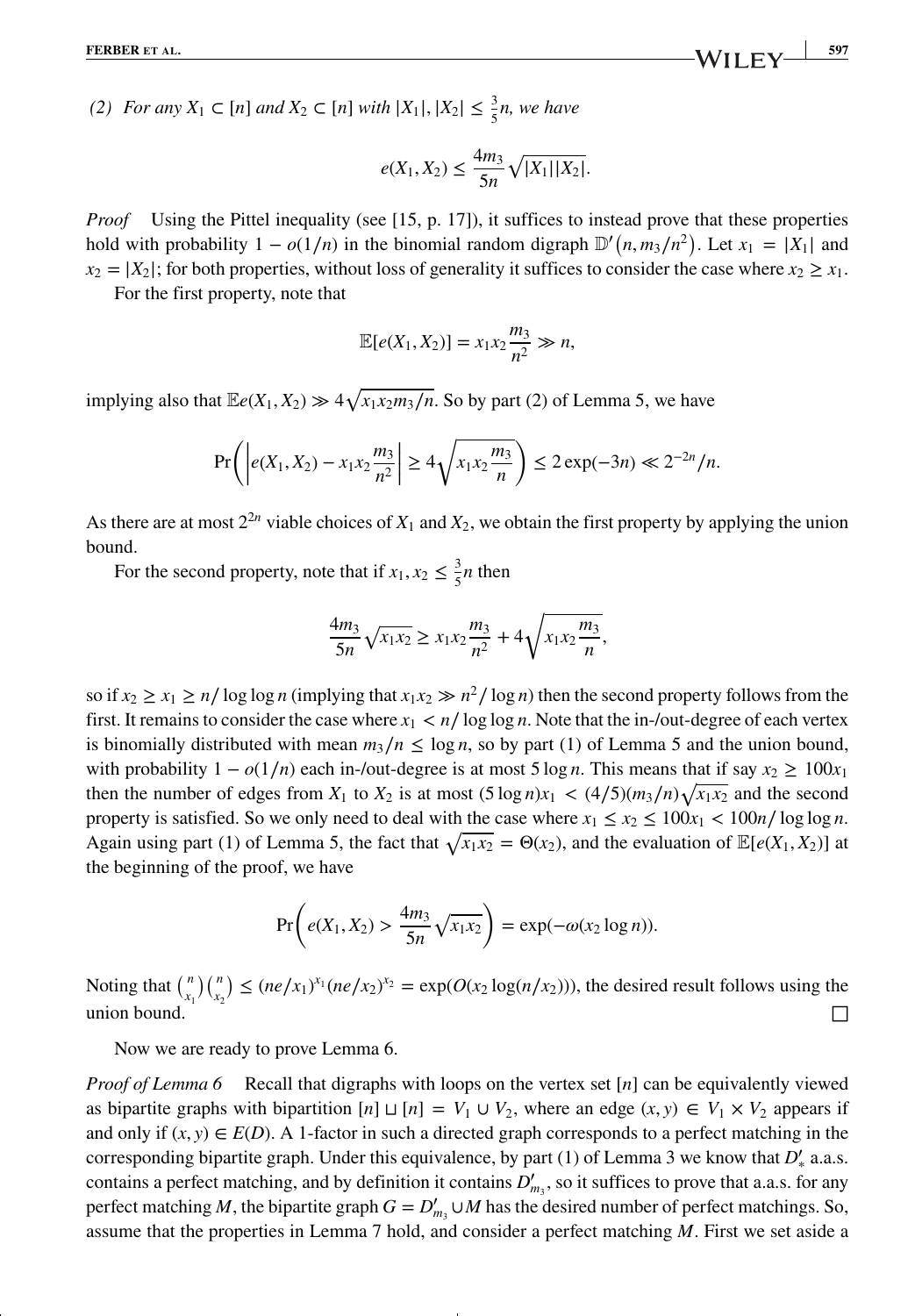*(2) For any $X_1 \subset [n]$ and $X_2 \subset [n]$ with $|X_1|, |X_2| \le \frac{3}{5}n$, we have*

$$e(X_1, X_2) \le \frac{4m_3}{5n}\sqrt{|X_1||X_2|}.$$

*Proof* Using the Pittel inequality (see [15, p. 17]), it suffices to instead prove that these properties hold with probability $1 - o(1/n)$ in the binomial random digraph $\mathbb{D}'(n, m_3/n^2)$. Let $x_1 = |X_1|$ and $x_2 = |X_2|$; for both properties, without loss of generality it suffices to consider the case where $x_2 \ge x_1$.

For the first property, note that

$$\mathbb{E}[e(X_1, X_2)] = x_1 x_2 \frac{m_3}{n^2} \gg n,$$

implying also that $\mathbb{E}e(X_1, X_2) \gg 4\sqrt{x_1 x_2 m_3/n}$. So by part (2) of Lemma 5, we have

$$\Pr\left(\left|e(X_1, X_2) - x_1 x_2 \frac{m_3}{n^2}\right| \ge 4\sqrt{x_1 x_2 \frac{m_3}{n}}\right) \le 2\exp(-3n) \ll 2^{-2n}/n.$$

As there are at most $2^{2n}$ viable choices of $X_1$ and $X_2$, we obtain the first property by applying the union bound.

For the second property, note that if $x_1, x_2 \le \frac{3}{5}n$ then

$$\frac{4m_3}{5n}\sqrt{x_1 x_2} \ge x_1 x_2 \frac{m_3}{n^2} + 4\sqrt{x_1 x_2 \frac{m_3}{n}},$$

so if $x_2 \ge x_1 \ge n/\log\log n$ (implying that $x_1 x_2 \gg n^2/\log n$) then the second property follows from the first. It remains to consider the case where $x_1 < n/\log\log n$. Note that the in-/out-degree of each vertex is binomially distributed with mean $m_3/n \le \log n$, so by part (1) of Lemma 5 and the union bound, with probability $1 - o(1/n)$ each in-/out-degree is at most $5\log n$. This means that if say $x_2 \ge 100x_1$ then the number of edges from $X_1$ to $X_2$ is at most $(5\log n)x_1 < (4/5)(m_3/n)\sqrt{x_1 x_2}$ and the second property is satisfied. So we only need to deal with the case where $x_1 \le x_2 \le 100x_1 < 100n/\log\log n$. Again using part (1) of Lemma 5, the fact that $\sqrt{x_1 x_2} = \Theta(x_2)$, and the evaluation of $\mathbb{E}[e(X_1, X_2)]$ at the beginning of the proof, we have

$$\Pr\left(e(X_1, X_2) > \frac{4m_3}{5n}\sqrt{x_1 x_2}\right) = \exp(-\omega(x_2 \log n)).$$

Noting that $\binom{n}{x_1}\binom{n}{x_2} \le (ne/x_1)^{x_1}(ne/x_2)^{x_2} = \exp(O(x_2 \log(n/x_2)))$, the desired result follows using the union bound. $\square$

Now we are ready to prove Lemma 6.

*Proof of Lemma 6* Recall that digraphs with loops on the vertex set $[n]$ can be equivalently viewed as bipartite graphs with bipartition $[n] \sqcup [n] = V_1 \cup V_2$, where an edge $(x, y) \in V_1 \times V_2$ appears if and only if $(x, y) \in E(D)$. A 1-factor in such a directed graph corresponds to a perfect matching in the corresponding bipartite graph. Under this equivalence, by part (1) of Lemma 3 we know that $D'_*$ a.a.s. contains a perfect matching, and by definition it contains $D'_{m_3}$, so it suffices to prove that a.a.s. for any perfect matching $M$, the bipartite graph $G = D'_{m_3} \cup M$ has the desired number of perfect matchings. So, assume that the properties in Lemma 7 hold, and consider a perfect matching $M$. First we set aside a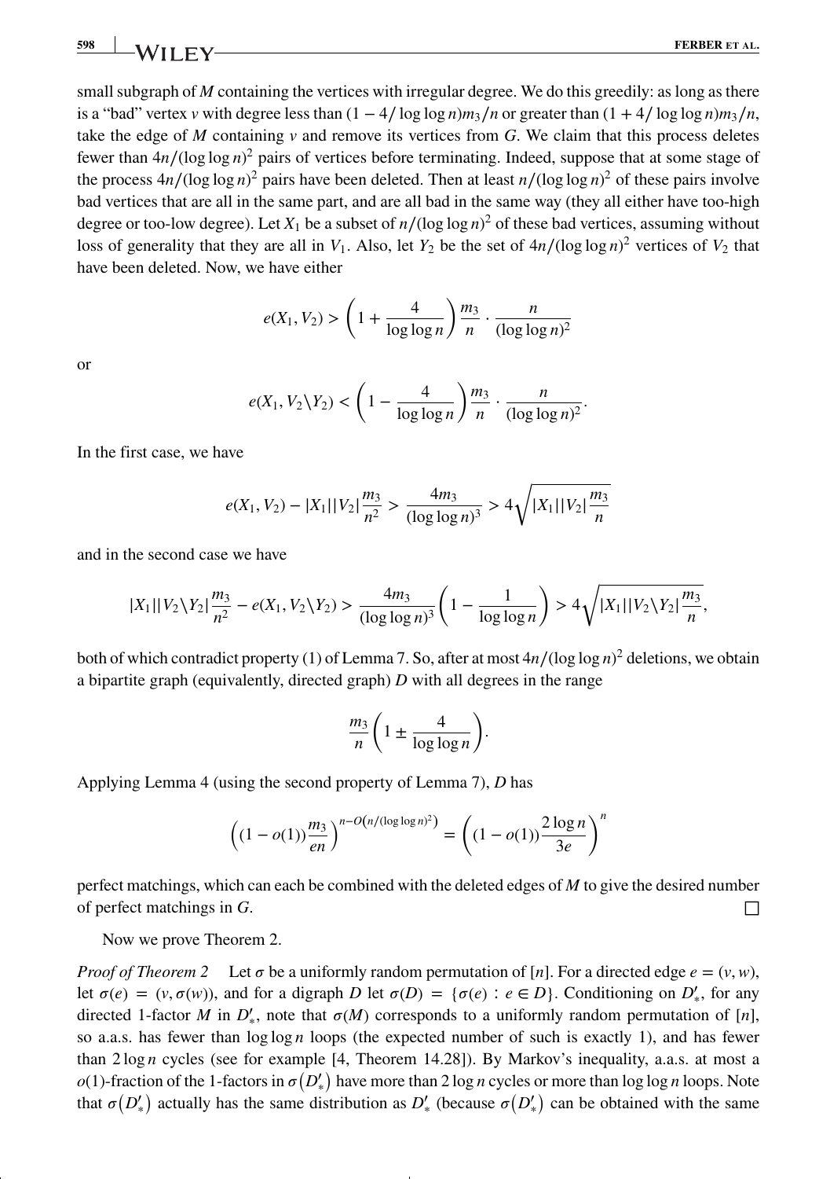small subgraph of $M$ containing the vertices with irregular degree. We do this greedily: as long as there is a "bad" vertex $v$ with degree less than $(1 - 4/\log\log n)m_3/n$ or greater than $(1 + 4/\log\log n)m_3/n$, take the edge of $M$ containing $v$ and remove its vertices from $G$. We claim that this process deletes fewer than $4n/(\log\log n)^2$ pairs of vertices before terminating. Indeed, suppose that at some stage of the process $4n/(\log\log n)^2$ pairs have been deleted. Then at least $n/(\log\log n)^2$ of these pairs involve bad vertices that are all in the same part, and are all bad in the same way (they all either have too-high degree or too-low degree). Let $X_1$ be a subset of $n/(\log\log n)^2$ of these bad vertices, assuming without loss of generality that they are all in $V_1$. Also, let $Y_2$ be the set of $4n/(\log\log n)^2$ vertices of $V_2$ that have been deleted. Now, we have either

$$e(X_1, V_2) > \left(1 + \frac{4}{\log\log n}\right)\frac{m_3}{n} \cdot \frac{n}{(\log\log n)^2}$$

or

$$e(X_1, V_2 \backslash Y_2) < \left(1 - \frac{4}{\log\log n}\right)\frac{m_3}{n} \cdot \frac{n}{(\log\log n)^2}.$$

In the first case, we have

$$e(X_1, V_2) - |X_1||V_2|\frac{m_3}{n^2} > \frac{4m_3}{(\log\log n)^3} > 4\sqrt{|X_1||V_2|\frac{m_3}{n}}$$

and in the second case we have

$$|X_1||V_2 \backslash Y_2|\frac{m_3}{n^2} - e(X_1, V_2 \backslash Y_2) > \frac{4m_3}{(\log\log n)^3}\left(1 - \frac{1}{\log\log n}\right) > 4\sqrt{|X_1||V_2 \backslash Y_2|\frac{m_3}{n}},$$

both of which contradict property (1) of Lemma 7. So, after at most $4n/(\log\log n)^2$ deletions, we obtain a bipartite graph (equivalently, directed graph) $D$ with all degrees in the range

$$\frac{m_3}{n}\left(1 \pm \frac{4}{\log\log n}\right).$$

Applying Lemma 4 (using the second property of Lemma 7), $D$ has

$$\left((1 - o(1))\frac{m_3}{en}\right)^{n - O\left(n/(\log\log n)^2\right)} = \left((1 - o(1))\frac{2\log n}{3e}\right)^n$$

perfect matchings, which can each be combined with the deleted edges of $M$ to give the desired number of perfect matchings in $G$. □

Now we prove Theorem 2.

*Proof of Theorem 2* Let $\sigma$ be a uniformly random permutation of $[n]$. For a directed edge $e = (v, w)$, let $\sigma(e) = (v, \sigma(w))$, and for a digraph $D$ let $\sigma(D) = \{\sigma(e) : e \in D\}$. Conditioning on $D'_*$, for any directed 1-factor $M$ in $D'_*$, note that $\sigma(M)$ corresponds to a uniformly random permutation of $[n]$, so a.a.s. has fewer than $\log\log n$ loops (the expected number of such is exactly 1), and has fewer than $2\log n$ cycles (see for example [4, Theorem 14.28]). By Markov's inequality, a.a.s. at most a $o(1)$-fraction of the 1-factors in $\sigma\left(D'_*\right)$ have more than $2\log n$ cycles or more than $\log\log n$ loops. Note that $\sigma\left(D'_*\right)$ actually has the same distribution as $D'_*$ (because $\sigma\left(D'_*\right)$ can be obtained with the same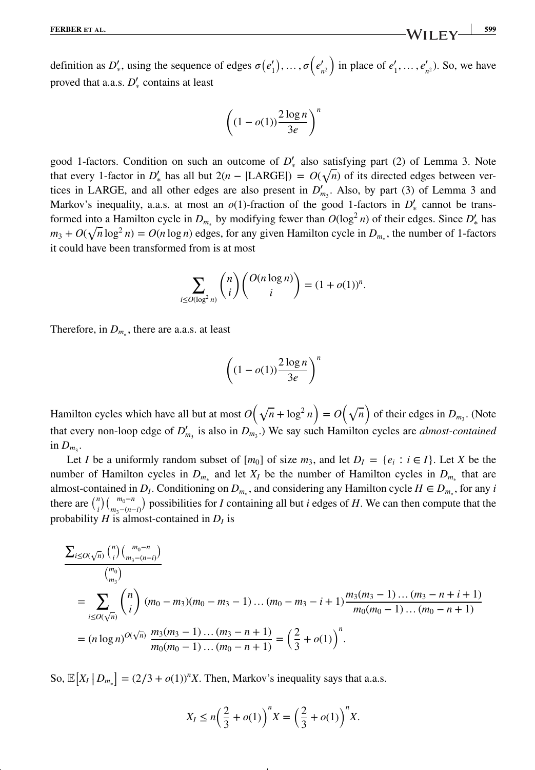definition as $D'_*$, using the sequence of edges $\sigma(e'_1), \ldots, \sigma(e'_{n^2})$ in place of $e'_1, \ldots, e'_{n^2}$). So, we have proved that a.a.s. $D'_*$ contains at least

$$\left((1 - o(1))\frac{2\log n}{3e}\right)^n$$

good 1-factors. Condition on such an outcome of $D'_*$ also satisfying part (2) of Lemma 3. Note that every 1-factor in $D'_*$ has all but $2(n - |\text{LARGE}|) = O(\sqrt{n})$ of its directed edges between vertices in LARGE, and all other edges are also present in $D'_{m_3}$. Also, by part (3) of Lemma 3 and Markov's inequality, a.a.s. at most an $o(1)$-fraction of the good 1-factors in $D'_*$ cannot be transformed into a Hamilton cycle in $D_{m_*}$ by modifying fewer than $O(\log^2 n)$ of their edges. Since $D'_*$ has $m_3 + O(\sqrt{n}\log^2 n) = O(n\log n)$ edges, for any given Hamilton cycle in $D_{m_*}$, the number of 1-factors it could have been transformed from is at most

$$\sum_{i \le O(\log^2 n)} \binom{n}{i}\binom{O(n\log n)}{i} = (1 + o(1))^n.$$

Therefore, in $D_{m_*}$, there are a.a.s. at least

$$\left((1 - o(1))\frac{2\log n}{3e}\right)^n$$

Hamilton cycles which have all but at most $O\left(\sqrt{n} + \log^2 n\right) = O\left(\sqrt{n}\right)$ of their edges in $D_{m_3}$. (Note that every non-loop edge of $D'_{m_3}$ is also in $D_{m_3}$.) We say such Hamilton cycles are *almost-contained* in $D_{m_3}$.

Let $I$ be a uniformly random subset of $[m_0]$ of size $m_3$, and let $D_I = \{e_i : i \in I\}$. Let $X$ be the number of Hamilton cycles in $D_{m_*}$ and let $X_I$ be the number of Hamilton cycles in $D_{m_*}$ that are almost-contained in $D_I$. Conditioning on $D_{m_*}$, and considering any Hamilton cycle $H \in D_{m_*}$, for any $i$ there are $\binom{n}{i}\binom{m_0 - n}{m_3 - (n-i)}$ possibilities for $I$ containing all but $i$ edges of $H$. We can then compute that the probability $H$ is almost-contained in $D_I$ is

$$\begin{aligned}
&\frac{\sum_{i \le O(\sqrt{n})} \binom{n}{i}\binom{m_0 - n}{m_3 - (n-i)}}{\binom{m_0}{m_3}} \\
&= \sum_{i \le O(\sqrt{n})} \binom{n}{i} (m_0 - m_3)(m_0 - m_3 - 1)\ldots(m_0 - m_3 - i + 1)\frac{m_3(m_3 - 1)\ldots(m_3 - n + i + 1)}{m_0(m_0 - 1)\ldots(m_0 - n + 1)} \\
&= (n\log n)^{O(\sqrt{n})}\ \frac{m_3(m_3 - 1)\ldots(m_3 - n + 1)}{m_0(m_0 - 1)\ldots(m_0 - n + 1)} = \left(\frac{2}{3} + o(1)\right)^n.
\end{aligned}$$

So, $\mathbb{E}\left[X_I \mid D_{m_*}\right] = (2/3 + o(1))^n X$. Then, Markov's inequality says that a.a.s.

$$X_I \le n\left(\frac{2}{3} + o(1)\right)^n X = \left(\frac{2}{3} + o(1)\right)^n X.$$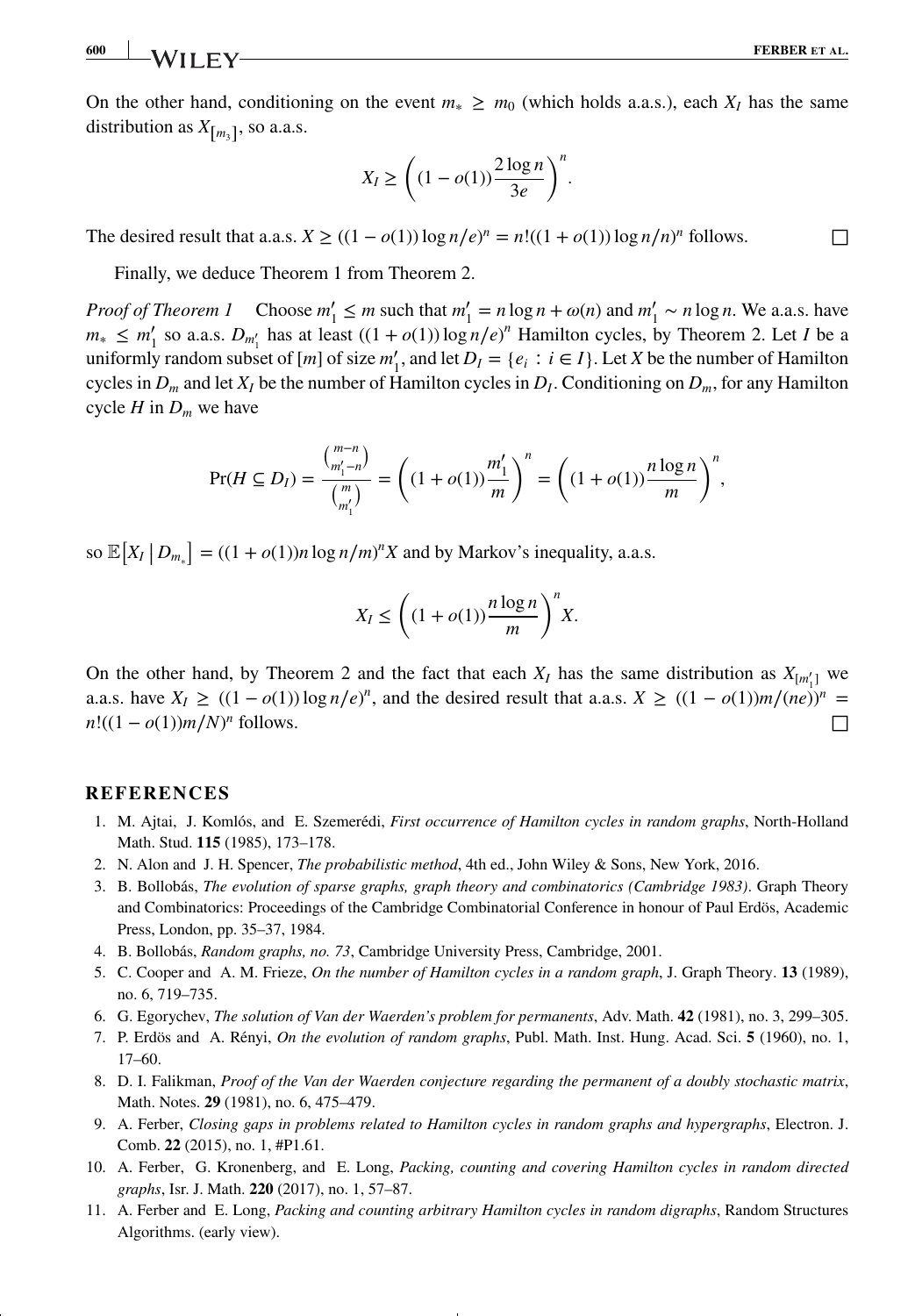On the other hand, conditioning on the event $m_* \geq m_0$ (which holds a.a.s.), each $X_I$ has the same distribution as $X_{[m_3]}$, so a.a.s.

$$X_I \geq \left((1-o(1))\frac{2\log n}{3e}\right)^n.$$

The desired result that a.a.s. $X \geq ((1-o(1))\log n/e)^n = n!((1+o(1))\log n/n)^n$ follows. □

Finally, we deduce Theorem 1 from Theorem 2.

*Proof of Theorem 1* Choose $m_1' \leq m$ such that $m_1' = n\log n + \omega(n)$ and $m_1' \sim n\log n$. We a.a.s. have $m_* \leq m_1'$ so a.a.s. $D_{m_1'}$ has at least $((1+o(1))\log n/e)^n$ Hamilton cycles, by Theorem 2. Let $I$ be a uniformly random subset of $[m]$ of size $m_1'$, and let $D_I = \{e_i : i \in I\}$. Let $X$ be the number of Hamilton cycles in $D_m$ and let $X_I$ be the number of Hamilton cycles in $D_I$. Conditioning on $D_m$, for any Hamilton cycle $H$ in $D_m$ we have

$$\Pr(H \subseteq D_I) = \frac{\binom{m-n}{m_1'-n}}{\binom{m}{m_1'}} = \left((1+o(1))\frac{m_1'}{m}\right)^n = \left((1+o(1))\frac{n\log n}{m}\right)^n,$$

so $\mathbb{E}\left[X_I \,\middle|\, D_{m_*}\right] = ((1+o(1))n\log n/m)^n X$ and by Markov's inequality, a.a.s.

$$X_I \leq \left((1+o(1))\frac{n\log n}{m}\right)^n X.$$

On the other hand, by Theorem 2 and the fact that each $X_I$ has the same distribution as $X_{[m_1']}$ we a.a.s. have $X_I \geq ((1-o(1))\log n/e)^n$, and the desired result that a.a.s. $X \geq ((1-o(1))m/(ne))^n = n!((1-o(1))m/N)^n$ follows. □

## REFERENCES

1. M. Ajtai, J. Komlós, and E. Szemerédi, *First occurrence of Hamilton cycles in random graphs*, North-Holland Math. Stud. **115** (1985), 173–178.
2. N. Alon and J. H. Spencer, *The probabilistic method*, 4th ed., John Wiley & Sons, New York, 2016.
3. B. Bollobás, *The evolution of sparse graphs, graph theory and combinatorics (Cambridge 1983)*. Graph Theory and Combinatorics: Proceedings of the Cambridge Combinatorial Conference in honour of Paul Erdös, Academic Press, London, pp. 35–37, 1984.
4. B. Bollobás, *Random graphs, no. 73*, Cambridge University Press, Cambridge, 2001.
5. C. Cooper and A. M. Frieze, *On the number of Hamilton cycles in a random graph*, J. Graph Theory. **13** (1989), no. 6, 719–735.
6. G. Egorychev, *The solution of Van der Waerden's problem for permanents*, Adv. Math. **42** (1981), no. 3, 299–305.
7. P. Erdös and A. Rényi, *On the evolution of random graphs*, Publ. Math. Inst. Hung. Acad. Sci. **5** (1960), no. 1, 17–60.
8. D. I. Falikman, *Proof of the Van der Waerden conjecture regarding the permanent of a doubly stochastic matrix*, Math. Notes. **29** (1981), no. 6, 475–479.
9. A. Ferber, *Closing gaps in problems related to Hamilton cycles in random graphs and hypergraphs*, Electron. J. Comb. **22** (2015), no. 1, #P1.61.
10. A. Ferber, G. Kronenberg, and E. Long, *Packing, counting and covering Hamilton cycles in random directed graphs*, Isr. J. Math. **220** (2017), no. 1, 57–87.
11. A. Ferber and E. Long, *Packing and counting arbitrary Hamilton cycles in random digraphs*, Random Structures Algorithms. (early view).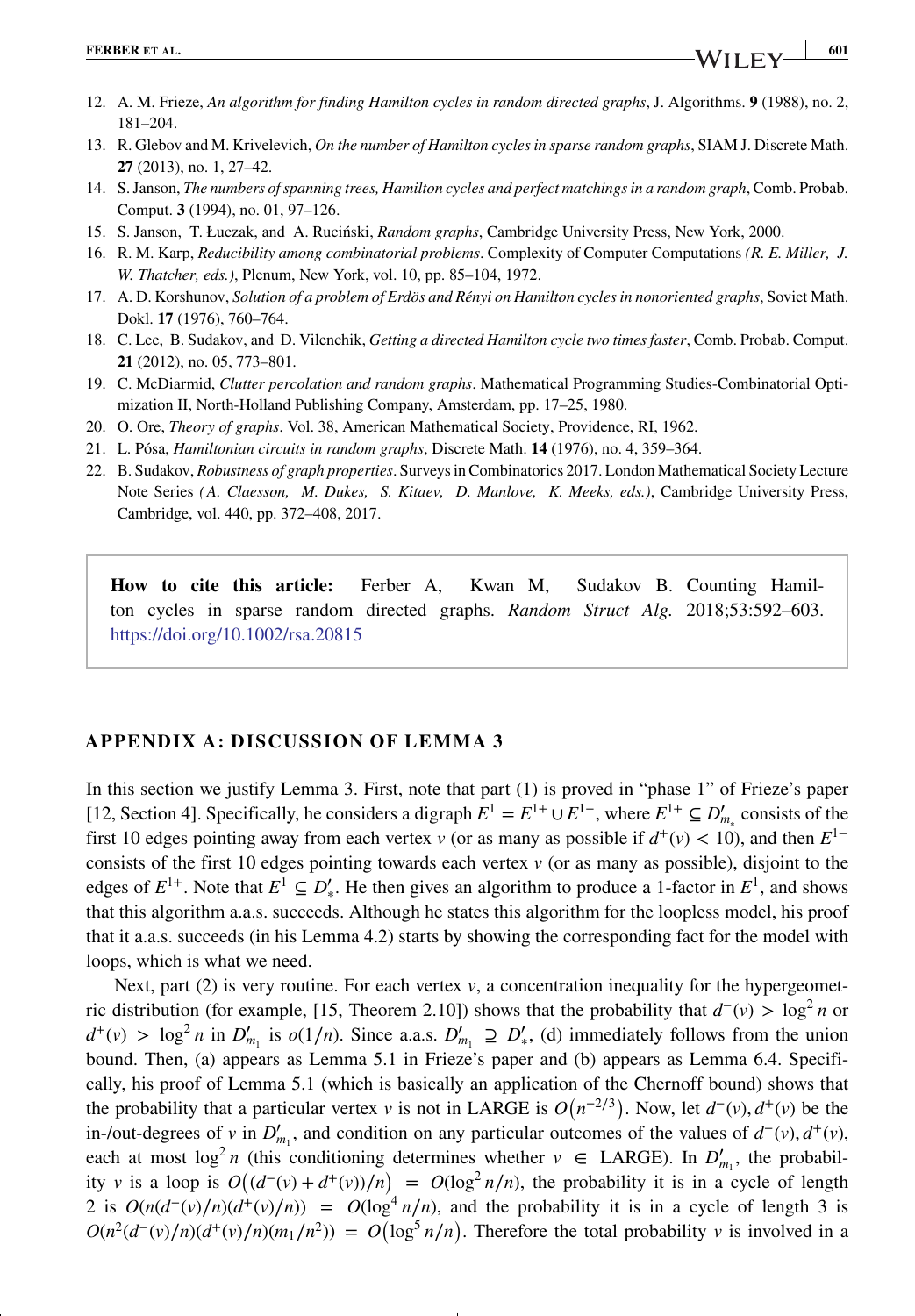12. A. M. Frieze, *An algorithm for finding Hamilton cycles in random directed graphs*, J. Algorithms. **9** (1988), no. 2, 181–204.
13. R. Glebov and M. Krivelevich, *On the number of Hamilton cycles in sparse random graphs*, SIAM J. Discrete Math. **27** (2013), no. 1, 27–42.
14. S. Janson, *The numbers of spanning trees, Hamilton cycles and perfect matchings in a random graph*, Comb. Probab. Comput. **3** (1994), no. 01, 97–126.
15. S. Janson, T. Łuczak, and A. Ruciński, *Random graphs*, Cambridge University Press, New York, 2000.
16. R. M. Karp, *Reducibility among combinatorial problems*. Complexity of Computer Computations *(R. E. Miller, J. W. Thatcher, eds.)*, Plenum, New York, vol. 10, pp. 85–104, 1972.
17. A. D. Korshunov, *Solution of a problem of Erdös and Rényi on Hamilton cycles in nonoriented graphs*, Soviet Math. Dokl. **17** (1976), 760–764.
18. C. Lee, B. Sudakov, and D. Vilenchik, *Getting a directed Hamilton cycle two times faster*, Comb. Probab. Comput. **21** (2012), no. 05, 773–801.
19. C. McDiarmid, *Clutter percolation and random graphs*. Mathematical Programming Studies-Combinatorial Optimization II, North-Holland Publishing Company, Amsterdam, pp. 17–25, 1980.
20. O. Ore, *Theory of graphs*. Vol. 38, American Mathematical Society, Providence, RI, 1962.
21. L. Pósa, *Hamiltonian circuits in random graphs*, Discrete Math. **14** (1976), no. 4, 359–364.
22. B. Sudakov, *Robustness of graph properties*. Surveys in Combinatorics 2017. London Mathematical Society Lecture Note Series *(A. Claesson, M. Dukes, S. Kitaev, D. Manlove, K. Meeks, eds.)*, Cambridge University Press, Cambridge, vol. 440, pp. 372–408, 2017.

**How to cite this article:** Ferber A, Kwan M, Sudakov B. Counting Hamilton cycles in sparse random directed graphs. *Random Struct Alg.* 2018;53:592–603. https://doi.org/10.1002/rsa.20815

## APPENDIX A: DISCUSSION OF LEMMA 3

In this section we justify Lemma 3. First, note that part (1) is proved in "phase 1" of Frieze's paper [12, Section 4]. Specifically, he considers a digraph $E^1 = E^{1+} \cup E^{1-}$, where $E^{1+} \subseteq D'_{m_*}$ consists of the first 10 edges pointing away from each vertex $v$ (or as many as possible if $d^+(v) < 10$), and then $E^{1-}$ consists of the first 10 edges pointing towards each vertex $v$ (or as many as possible), disjoint to the edges of $E^{1+}$. Note that $E^1 \subseteq D'_*$. He then gives an algorithm to produce a 1-factor in $E^1$, and shows that this algorithm a.a.s. succeeds. Although he states this algorithm for the loopless model, his proof that it a.a.s. succeeds (in his Lemma 4.2) starts by showing the corresponding fact for the model with loops, which is what we need.

Next, part (2) is very routine. For each vertex $v$, a concentration inequality for the hypergeometric distribution (for example, [15, Theorem 2.10]) shows that the probability that $d^-(v) > \log^2 n$ or $d^+(v) > \log^2 n$ in $D'_{m_1}$ is $o(1/n)$. Since a.a.s. $D'_{m_1} \supseteq D'_*$, (d) immediately follows from the union bound. Then, (a) appears as Lemma 5.1 in Frieze's paper and (b) appears as Lemma 6.4. Specifically, his proof of Lemma 5.1 (which is basically an application of the Chernoff bound) shows that the probability that a particular vertex $v$ is not in LARGE is $O\left(n^{-2/3}\right)$. Now, let $d^-(v), d^+(v)$ be the in-/out-degrees of $v$ in $D'_{m_1}$, and condition on any particular outcomes of the values of $d^-(v), d^+(v)$, each at most $\log^2 n$ (this conditioning determines whether $v \in$ LARGE). In $D'_{m_1}$, the probability $v$ is a loop is $O\left((d^-(v) + d^+(v))/n\right) = O(\log^2 n/n)$, the probability it is in a cycle of length 2 is $O(n(d^-(v)/n)(d^+(v)/n)) = O(\log^4 n/n)$, and the probability it is in a cycle of length 3 is $O(n^2(d^-(v)/n)(d^+(v)/n)(m_1/n^2)) = O\left(\log^5 n/n\right)$. Therefore the total probability $v$ is involved in a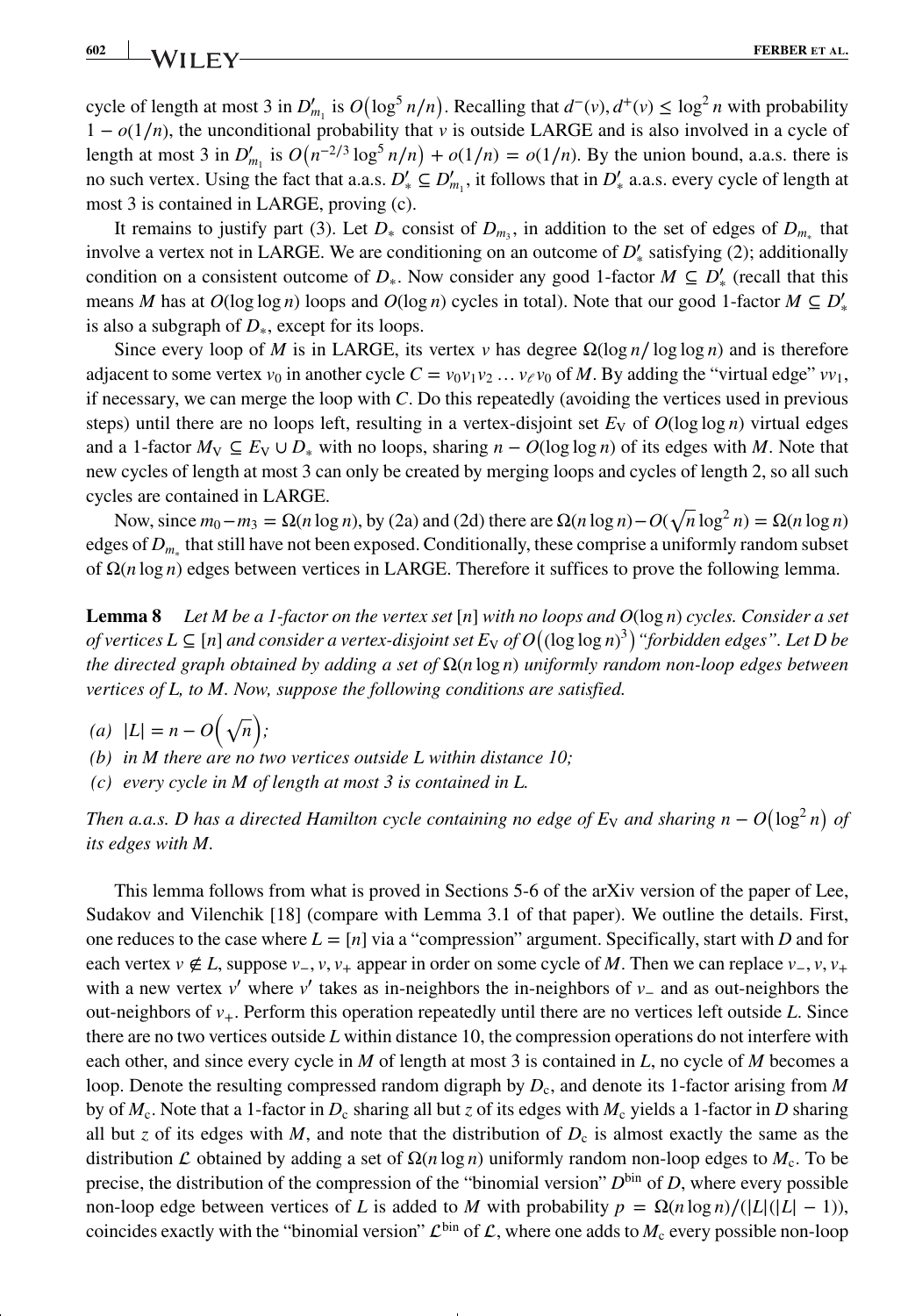cycle of length at most 3 in $D'_{m_1}$ is $O\big(\log^5 n/n\big)$. Recalling that $d^-(v), d^+(v) \le \log^2 n$ with probability $1 - o(1/n)$, the unconditional probability that $v$ is outside LARGE and is also involved in a cycle of length at most 3 in $D'_{m_1}$ is $O\big(n^{-2/3}\log^5 n/n\big) + o(1/n) = o(1/n)$. By the union bound, a.a.s. there is no such vertex. Using the fact that a.a.s. $D'_* \subseteq D'_{m_1}$, it follows that in $D'_*$ a.a.s. every cycle of length at most 3 is contained in LARGE, proving (c).

It remains to justify part (3). Let $D_*$ consist of $D_{m_3}$, in addition to the set of edges of $D_{m_*}$ that involve a vertex not in LARGE. We are conditioning on an outcome of $D'_*$ satisfying (2); additionally condition on a consistent outcome of $D_*$. Now consider any good 1-factor $M \subseteq D'_*$ (recall that this means $M$ has at $O(\log\log n)$ loops and $O(\log n)$ cycles in total). Note that our good 1-factor $M \subseteq D'_*$ is also a subgraph of $D_*$, except for its loops.

Since every loop of $M$ is in LARGE, its vertex $v$ has degree $\Omega(\log n/\log\log n)$ and is therefore adjacent to some vertex $v_0$ in another cycle $C = v_0v_1v_2\ldots v_\ell v_0$ of $M$. By adding the "virtual edge" $vv_1$, if necessary, we can merge the loop with $C$. Do this repeatedly (avoiding the vertices used in previous steps) until there are no loops left, resulting in a vertex-disjoint set $E_{\mathrm{V}}$ of $O(\log\log n)$ virtual edges and a 1-factor $M_{\mathrm{V}} \subseteq E_{\mathrm{V}} \cup D_*$ with no loops, sharing $n - O(\log\log n)$ of its edges with $M$. Note that new cycles of length at most 3 can only be created by merging loops and cycles of length 2, so all such cycles are contained in LARGE.

Now, since $m_0 - m_3 = \Omega(n\log n)$, by (2a) and (2d) there are $\Omega(n\log n) - O(\sqrt{n}\log^2 n) = \Omega(n\log n)$ edges of $D_{m_*}$ that still have not been exposed. Conditionally, these comprise a uniformly random subset of $\Omega(n\log n)$ edges between vertices in LARGE. Therefore it suffices to prove the following lemma.

**Lemma 8** *Let $M$ be a 1-factor on the vertex set $[n]$ with no loops and $O(\log n)$ cycles. Consider a set of vertices $L \subseteq [n]$ and consider a vertex-disjoint set $E_{\mathrm{V}}$ of $O\big((\log\log n)^3\big)$ "forbidden edges". Let $D$ be the directed graph obtained by adding a set of $\Omega(n\log n)$ uniformly random non-loop edges between vertices of $L$, to $M$. Now, suppose the following conditions are satisfied.*

*(a) $|L| = n - O\big(\sqrt{n}\big)$;*
*(b) in $M$ there are no two vertices outside $L$ within distance 10;*
*(c) every cycle in $M$ of length at most 3 is contained in $L$.*

*Then a.a.s. $D$ has a directed Hamilton cycle containing no edge of $E_{\mathrm{V}}$ and sharing $n - O\big(\log^2 n\big)$ of its edges with $M$.*

This lemma follows from what is proved in Sections 5-6 of the arXiv version of the paper of Lee, Sudakov and Vilenchik [18] (compare with Lemma 3.1 of that paper). We outline the details. First, one reduces to the case where $L = [n]$ via a "compression" argument. Specifically, start with $D$ and for each vertex $v \notin L$, suppose $v_-, v, v_+$ appear in order on some cycle of $M$. Then we can replace $v_-, v, v_+$ with a new vertex $v'$ where $v'$ takes as in-neighbors the in-neighbors of $v_-$ and as out-neighbors the out-neighbors of $v_+$. Perform this operation repeatedly until there are no vertices left outside $L$. Since there are no two vertices outside $L$ within distance 10, the compression operations do not interfere with each other, and since every cycle in $M$ of length at most 3 is contained in $L$, no cycle of $M$ becomes a loop. Denote the resulting compressed random digraph by $D_{\mathrm{c}}$, and denote its 1-factor arising from $M$ by of $M_{\mathrm{c}}$. Note that a 1-factor in $D_{\mathrm{c}}$ sharing all but $z$ of its edges with $M_{\mathrm{c}}$ yields a 1-factor in $D$ sharing all but $z$ of its edges with $M$, and note that the distribution of $D_{\mathrm{c}}$ is almost exactly the same as the distribution $\mathcal{L}$ obtained by adding a set of $\Omega(n\log n)$ uniformly random non-loop edges to $M_{\mathrm{c}}$. To be precise, the distribution of the compression of the "binomial version" $D^{\mathrm{bin}}$ of $D$, where every possible non-loop edge between vertices of $L$ is added to $M$ with probability $p = \Omega(n\log n)/(|L|(|L|-1))$, coincides exactly with the "binomial version" $\mathcal{L}^{\mathrm{bin}}$ of $\mathcal{L}$, where one adds to $M_{\mathrm{c}}$ every possible non-loop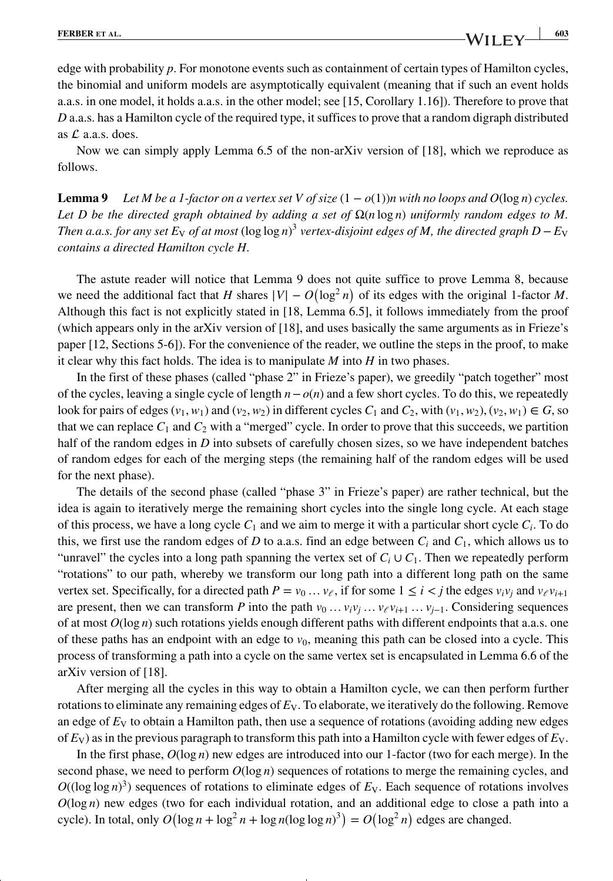edge with probability $p$. For monotone events such as containment of certain types of Hamilton cycles, the binomial and uniform models are asymptotically equivalent (meaning that if such an event holds a.a.s. in one model, it holds a.a.s. in the other model; see [15, Corollary 1.16]). Therefore to prove that $D$ a.a.s. has a Hamilton cycle of the required type, it suffices to prove that a random digraph distributed as $\mathcal{L}$ a.a.s. does.

Now we can simply apply Lemma 6.5 of the non-arXiv version of [18], which we reproduce as follows.

**Lemma 9** *Let $M$ be a 1-factor on a vertex set $V$ of size $(1-o(1))n$ with no loops and $O(\log n)$ cycles. Let $D$ be the directed graph obtained by adding a set of $\Omega(n \log n)$ uniformly random edges to $M$. Then a.a.s. for any set $E_V$ of at most $(\log\log n)^3$ vertex-disjoint edges of $M$, the directed graph $D - E_V$ contains a directed Hamilton cycle $H$.*

The astute reader will notice that Lemma 9 does not quite suffice to prove Lemma 8, because we need the additional fact that $H$ shares $|V| - O(\log^2 n)$ of its edges with the original 1-factor $M$. Although this fact is not explicitly stated in [18, Lemma 6.5], it follows immediately from the proof (which appears only in the arXiv version of [18], and uses basically the same arguments as in Frieze's paper [12, Sections 5-6]). For the convenience of the reader, we outline the steps in the proof, to make it clear why this fact holds. The idea is to manipulate $M$ into $H$ in two phases.

In the first of these phases (called "phase 2" in Frieze's paper), we greedily "patch together" most of the cycles, leaving a single cycle of length $n - o(n)$ and a few short cycles. To do this, we repeatedly look for pairs of edges $(v_1, w_1)$ and $(v_2, w_2)$ in different cycles $C_1$ and $C_2$, with $(v_1, w_2), (v_2, w_1) \in G$, so that we can replace $C_1$ and $C_2$ with a "merged" cycle. In order to prove that this succeeds, we partition half of the random edges in $D$ into subsets of carefully chosen sizes, so we have independent batches of random edges for each of the merging steps (the remaining half of the random edges will be used for the next phase).

The details of the second phase (called "phase 3" in Frieze's paper) are rather technical, but the idea is again to iteratively merge the remaining short cycles into the single long cycle. At each stage of this process, we have a long cycle $C_1$ and we aim to merge it with a particular short cycle $C_i$. To do this, we first use the random edges of $D$ to a.a.s. find an edge between $C_i$ and $C_1$, which allows us to "unravel" the cycles into a long path spanning the vertex set of $C_i \cup C_1$. Then we repeatedly perform "rotations" to our path, whereby we transform our long path into a different long path on the same vertex set. Specifically, for a directed path $P = v_0 \dots v_\ell$, if for some $1 \le i < j$ the edges $v_i v_j$ and $v_\ell v_{i+1}$ are present, then we can transform $P$ into the path $v_0 \dots v_i v_j \dots v_\ell v_{i+1} \dots v_{j-1}$. Considering sequences of at most $O(\log n)$ such rotations yields enough different paths with different endpoints that a.a.s. one of these paths has an endpoint with an edge to $v_0$, meaning this path can be closed into a cycle. This process of transforming a path into a cycle on the same vertex set is encapsulated in Lemma 6.6 of the arXiv version of [18].

After merging all the cycles in this way to obtain a Hamilton cycle, we can then perform further rotations to eliminate any remaining edges of $E_V$. To elaborate, we iteratively do the following. Remove an edge of $E_V$ to obtain a Hamilton path, then use a sequence of rotations (avoiding adding new edges of $E_V$) as in the previous paragraph to transform this path into a Hamilton cycle with fewer edges of $E_V$.

In the first phase, $O(\log n)$ new edges are introduced into our 1-factor (two for each merge). In the second phase, we need to perform $O(\log n)$ sequences of rotations to merge the remaining cycles, and $O((\log\log n)^3)$ sequences of rotations to eliminate edges of $E_V$. Each sequence of rotations involves $O(\log n)$ new edges (two for each individual rotation, and an additional edge to close a path into a cycle). In total, only $O\left(\log n + \log^2 n + \log n (\log\log n)^3\right) = O\left(\log^2 n\right)$ edges are changed.